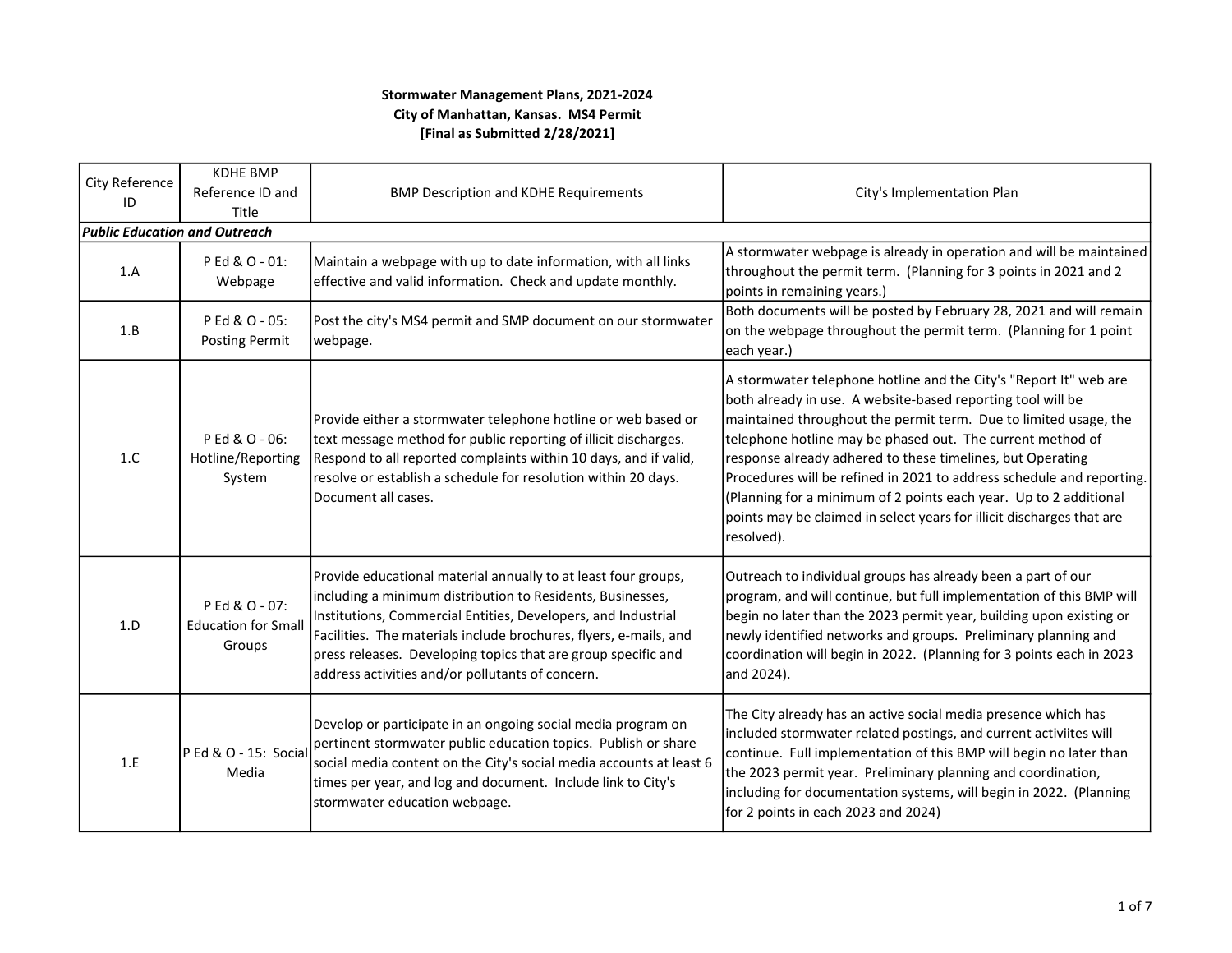**Stormwater Management Plans, 2021-2024**
**City of Manhattan, Kansas. MS4 Permit**
**[Final as Submitted 2/28/2021]**

| City Reference ID | KDHE BMP Reference ID and Title | BMP Description and KDHE Requirements | City's Implementation Plan |
|---|---|---|---|
| ***Public Education and Outreach*** | | | |
| 1.A | P Ed & O - 01: Webpage | Maintain a webpage with up to date information, with all links effective and valid information. Check and update monthly. | A stormwater webpage is already in operation and will be maintained throughout the permit term. (Planning for 3 points in 2021 and 2 points in remaining years.) |
| 1.B | P Ed & O - 05: Posting Permit | Post the city's MS4 permit and SMP document on our stormwater webpage. | Both documents will be posted by February 28, 2021 and will remain on the webpage throughout the permit term. (Planning for 1 point each year.) |
| 1.C | P Ed & O - 06: Hotline/Reporting System | Provide either a stormwater telephone hotline or web based or text message method for public reporting of illicit discharges. Respond to all reported complaints within 10 days, and if valid, resolve or establish a schedule for resolution within 20 days. Document all cases. | A stormwater telephone hotline and the City's "Report It" web are both already in use. A website-based reporting tool will be maintained throughout the permit term. Due to limited usage, the telephone hotline may be phased out. The current method of response already adhered to these timelines, but Operating Procedures will be refined in 2021 to address schedule and reporting. (Planning for a minimum of 2 points each year. Up to 2 additional points may be claimed in select years for illicit discharges that are resolved). |
| 1.D | P Ed & O - 07: Education for Small Groups | Provide educational material annually to at least four groups, including a minimum distribution to Residents, Businesses, Institutions, Commercial Entities, Developers, and Industrial Facilities. The materials include brochures, flyers, e-mails, and press releases. Developing topics that are group specific and address activities and/or pollutants of concern. | Outreach to individual groups has already been a part of our program, and will continue, but full implementation of this BMP will begin no later than the 2023 permit year, building upon existing or newly identified networks and groups. Preliminary planning and coordination will begin in 2022. (Planning for 3 points each in 2023 and 2024). |
| 1.E | P Ed & O - 15: Social Media | Develop or participate in an ongoing social media program on pertinent stormwater public education topics. Publish or share social media content on the City's social media accounts at least 6 times per year, and log and document. Include link to City's stormwater education webpage. | The City already has an active social media presence which has included stormwater related postings, and current activiites will continue. Full implementation of this BMP will begin no later than the 2023 permit year. Preliminary planning and coordination, including for documentation systems, will begin in 2022. (Planning for 2 points in each 2023 and 2024) |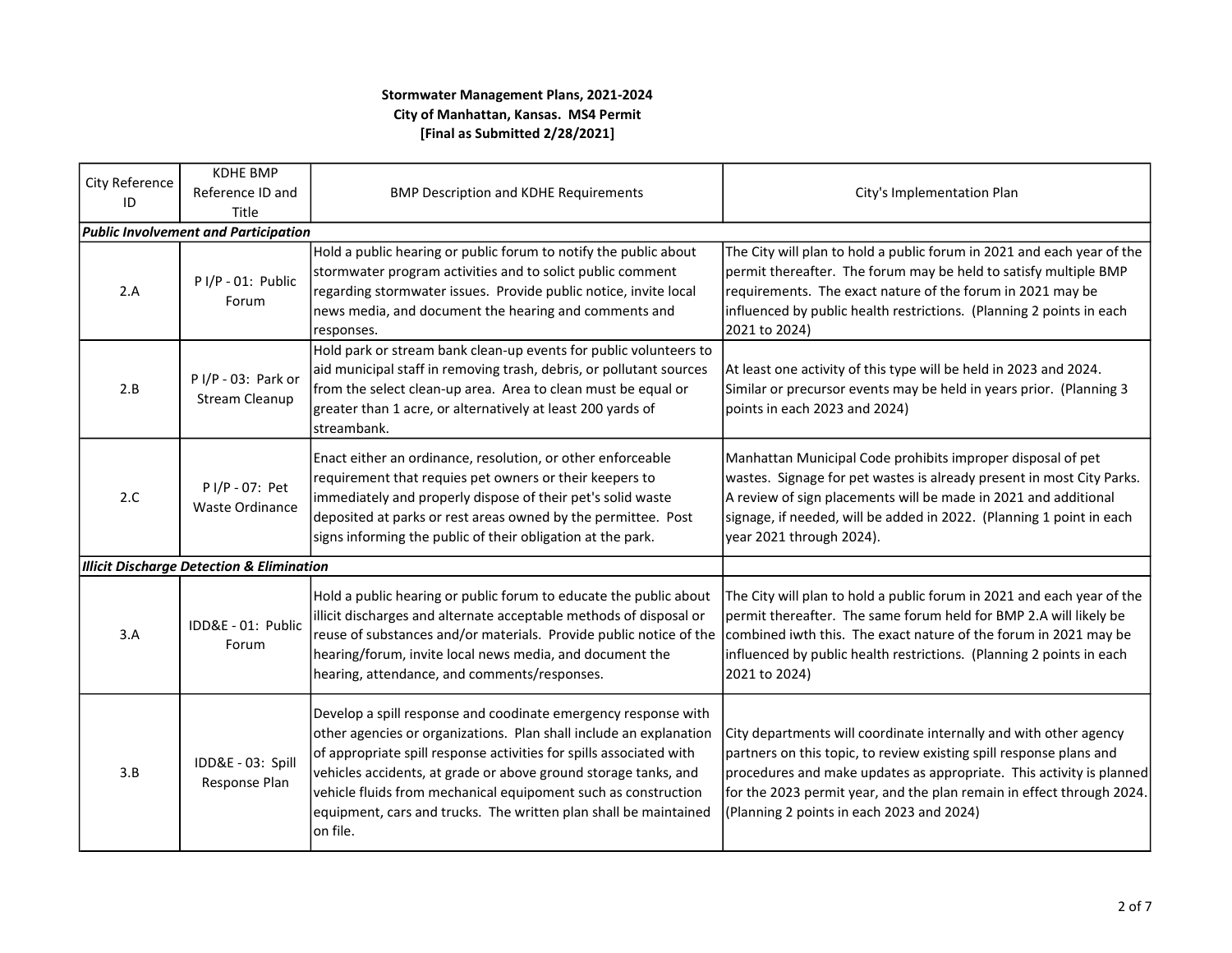**Stormwater Management Plans, 2021-2024**
**City of Manhattan, Kansas. MS4 Permit**
**[Final as Submitted 2/28/2021]**

| City Reference ID | KDHE BMP Reference ID and Title | BMP Description and KDHE Requirements | City's Implementation Plan |
|---|---|---|---|
| ***Public Involvement and Participation*** | | | |
| 2.A | P I/P - 01: Public Forum | Hold a public hearing or public forum to notify the public about stormwater program activities and to solict public comment regarding stormwater issues. Provide public notice, invite local news media, and document the hearing and comments and responses. | The City will plan to hold a public forum in 2021 and each year of the permit thereafter. The forum may be held to satisfy multiple BMP requirements. The exact nature of the forum in 2021 may be influenced by public health restrictions. (Planning 2 points in each 2021 to 2024) |
| 2.B | P I/P - 03: Park or Stream Cleanup | Hold park or stream bank clean-up events for public volunteers to aid municipal staff in removing trash, debris, or pollutant sources from the select clean-up area. Area to clean must be equal or greater than 1 acre, or alternatively at least 200 yards of streambank. | At least one activity of this type will be held in 2023 and 2024. Similar or precursor events may be held in years prior. (Planning 3 points in each 2023 and 2024) |
| 2.C | P I/P - 07: Pet Waste Ordinance | Enact either an ordinance, resolution, or other enforceable requirement that requies pet owners or their keepers to immediately and properly dispose of their pet's solid waste deposited at parks or rest areas owned by the permittee. Post signs informing the public of their obligation at the park. | Manhattan Municipal Code prohibits improper disposal of pet wastes. Signage for pet wastes is already present in most City Parks. A review of sign placements will be made in 2021 and additional signage, if needed, will be added in 2022. (Planning 1 point in each year 2021 through 2024). |
| ***Illicit Discharge Detection & Elimination*** | | | |
| 3.A | IDD&E - 01: Public Forum | Hold a public hearing or public forum to educate the public about illicit discharges and alternate acceptable methods of disposal or reuse of substances and/or materials. Provide public notice of the hearing/forum, invite local news media, and document the hearing, attendance, and comments/responses. | The City will plan to hold a public forum in 2021 and each year of the permit thereafter. The same forum held for BMP 2.A will likely be combined iwth this. The exact nature of the forum in 2021 may be influenced by public health restrictions. (Planning 2 points in each 2021 to 2024) |
| 3.B | IDD&E - 03: Spill Response Plan | Develop a spill response and coodinate emergency response with other agencies or organizations. Plan shall include an explanation of appropriate spill response activities for spills associated with vehicles accidents, at grade or above ground storage tanks, and vehicle fluids from mechanical equipoment such as construction equipment, cars and trucks. The written plan shall be maintained on file. | City departments will coordinate internally and with other agency partners on this topic, to review existing spill response plans and procedures and make updates as appropriate. This activity is planned for the 2023 permit year, and the plan remain in effect through 2024. (Planning 2 points in each 2023 and 2024) |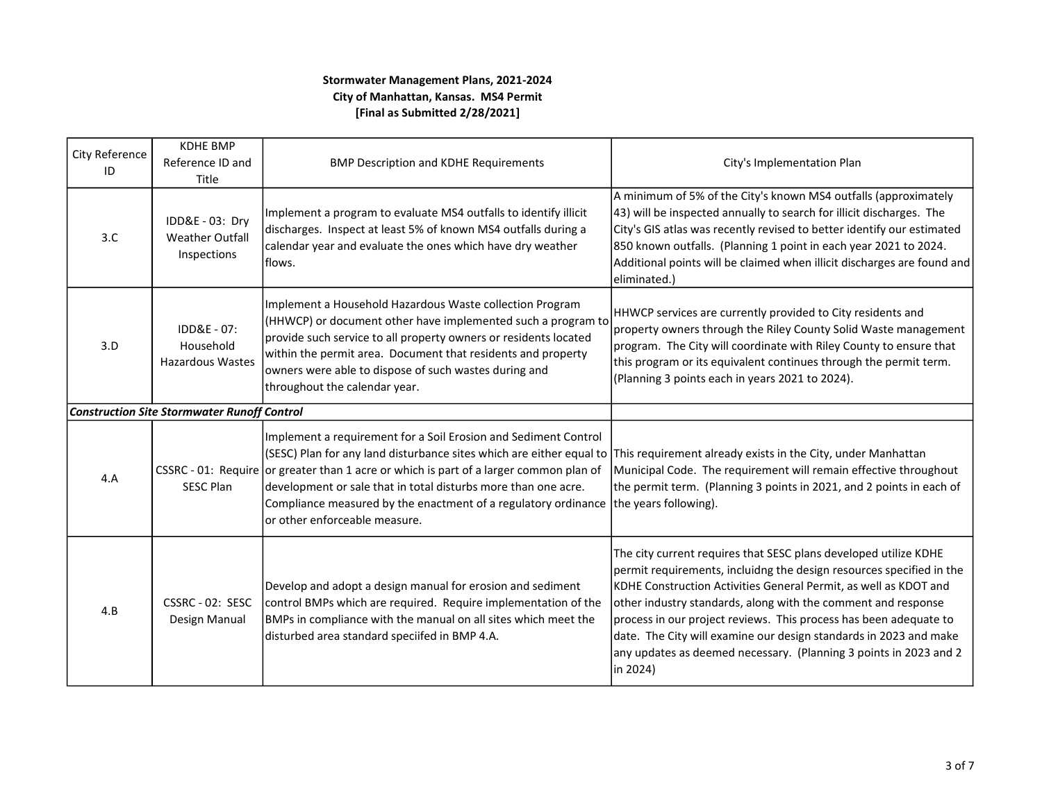**Stormwater Management Plans, 2021-2024**
**City of Manhattan, Kansas. MS4 Permit**
**[Final as Submitted 2/28/2021]**

| City Reference ID | KDHE BMP Reference ID and Title | BMP Description and KDHE Requirements | City's Implementation Plan |
|---|---|---|---|
| 3.C | IDD&E - 03: Dry Weather Outfall Inspections | Implement a program to evaluate MS4 outfalls to identify illicit discharges. Inspect at least 5% of known MS4 outfalls during a calendar year and evaluate the ones which have dry weather flows. | A minimum of 5% of the City's known MS4 outfalls (approximately 43) will be inspected annually to search for illicit discharges. The City's GIS atlas was recently revised to better identify our estimated 850 known outfalls. (Planning 1 point in each year 2021 to 2024. Additional points will be claimed when illicit discharges are found and eliminated.) |
| 3.D | IDD&E - 07: Household Hazardous Wastes | Implement a Household Hazardous Waste collection Program (HHWCP) or document other have implemented such a program to provide such service to all property owners or residents located within the permit area. Document that residents and property owners were able to dispose of such wastes during and throughout the calendar year. | HHWCP services are currently provided to City residents and property owners through the Riley County Solid Waste management program. The City will coordinate with Riley County to ensure that this program or its equivalent continues through the permit term. (Planning 3 points each in years 2021 to 2024). |
| ***Construction Site Stormwater Runoff Control*** | | | |
| 4.A | CSSRC - 01: Require SESC Plan | Implement a requirement for a Soil Erosion and Sediment Control (SESC) Plan for any land disturbance sites which are either equal to or greater than 1 acre or which is part of a larger common plan of development or sale that in total disturbs more than one acre. Compliance measured by the enactment of a regulatory ordinance or other enforceable measure. | This requirement already exists in the City, under Manhattan Municipal Code. The requirement will remain effective throughout the permit term. (Planning 3 points in 2021, and 2 points in each of the years following). |
| 4.B | CSSRC - 02: SESC Design Manual | Develop and adopt a design manual for erosion and sediment control BMPs which are required. Require implementation of the BMPs in compliance with the manual on all sites which meet the disturbed area standard speciifed in BMP 4.A. | The city current requires that SESC plans developed utilize KDHE permit requirements, incluidng the design resources specified in the KDHE Construction Activities General Permit, as well as KDOT and other industry standards, along with the comment and response process in our project reviews. This process has been adequate to date. The City will examine our design standards in 2023 and make any updates as deemed necessary. (Planning 3 points in 2023 and 2 in 2024) |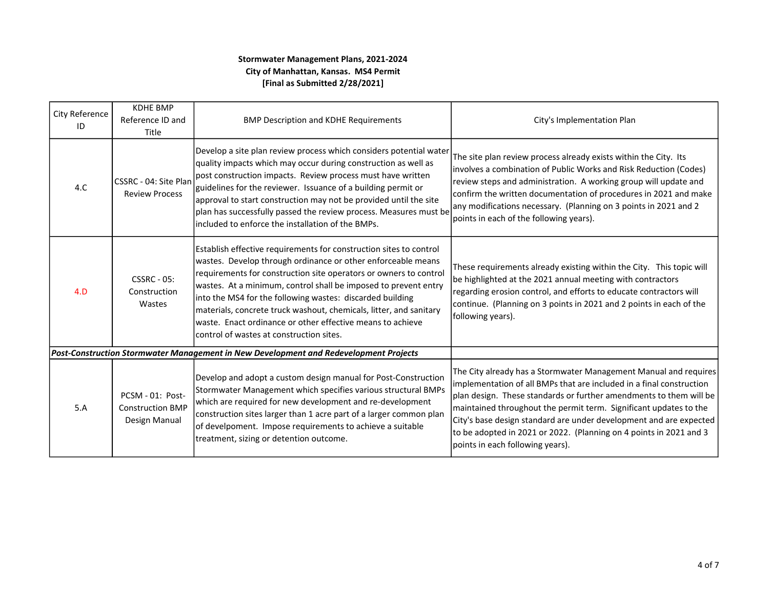**Stormwater Management Plans, 2021-2024**
**City of Manhattan, Kansas. MS4 Permit**
**[Final as Submitted 2/28/2021]**

| City Reference ID | KDHE BMP Reference ID and Title | BMP Description and KDHE Requirements | City's Implementation Plan |
|---|---|---|---|
| 4.C | CSSRC - 04: Site Plan Review Process | Develop a site plan review process which considers potential water quality impacts which may occur during construction as well as post construction impacts. Review process must have written guidelines for the reviewer. Issuance of a building permit or approval to start construction may not be provided until the site plan has successfully passed the review process. Measures must be included to enforce the installation of the BMPs. | The site plan review process already exists within the City. Its involves a combination of Public Works and Risk Reduction (Codes) review steps and administration. A working group will update and confirm the written documentation of procedures in 2021 and make any modifications necessary. (Planning on 3 points in 2021 and 2 points in each of the following years). |
| 4.D | CSSRC - 05: Construction Wastes | Establish effective requirements for construction sites to control wastes. Develop through ordinance or other enforceable means requirements for construction site operators or owners to control wastes. At a minimum, control shall be imposed to prevent entry into the MS4 for the following wastes: discarded building materials, concrete truck washout, chemicals, litter, and sanitary waste. Enact ordinance or other effective means to achieve control of wastes at construction sites. | These requirements already existing within the City. This topic will be highlighted at the 2021 annual meeting with contractors regarding erosion control, and efforts to educate contractors will continue. (Planning on 3 points in 2021 and 2 points in each of the following years). |
| ***Post-Construction Stormwater Management in New Development and Redevelopment Projects*** | | | |
| 5.A | PCSM - 01: Post-Construction BMP Design Manual | Develop and adopt a custom design manual for Post-Construction Stormwater Management which specifies various structural BMPs which are required for new development and re-development construction sites larger than 1 acre part of a larger common plan of develpoment. Impose requirements to achieve a suitable treatment, sizing or detention outcome. | The City already has a Stormwater Management Manual and requires implementation of all BMPs that are included in a final construction plan design. These standards or further amendments to them will be maintained throughout the permit term. Significant updates to the City's base design standard are under development and are expected to be adopted in 2021 or 2022. (Planning on 4 points in 2021 and 3 points in each following years). |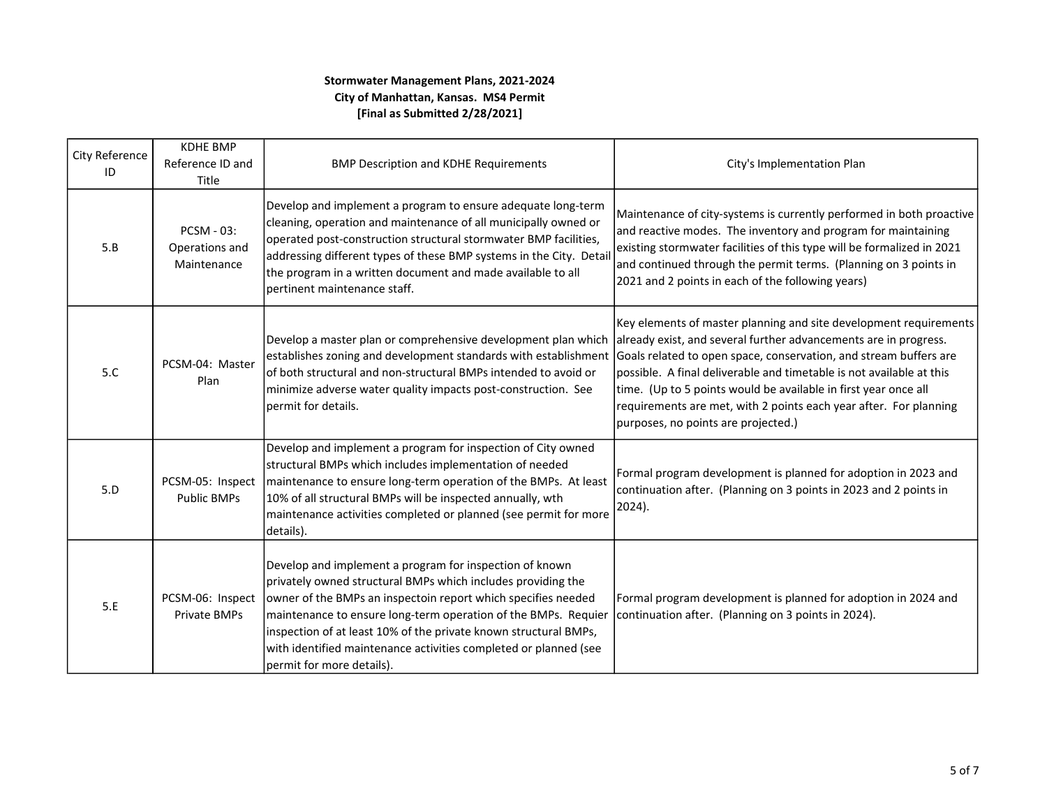**Stormwater Management Plans, 2021-2024**
**City of Manhattan, Kansas. MS4 Permit**
**[Final as Submitted 2/28/2021]**

| City Reference ID | KDHE BMP Reference ID and Title | BMP Description and KDHE Requirements | City's Implementation Plan |
|---|---|---|---|
| 5.B | PCSM - 03: Operations and Maintenance | Develop and implement a program to ensure adequate long-term cleaning, operation and maintenance of all municipally owned or operated post-construction structural stormwater BMP facilities, addressing different types of these BMP systems in the City. Detail the program in a written document and made available to all pertinent maintenance staff. | Maintenance of city-systems is currently performed in both proactive and reactive modes. The inventory and program for maintaining existing stormwater facilities of this type will be formalized in 2021 and continued through the permit terms. (Planning on 3 points in 2021 and 2 points in each of the following years) |
| 5.C | PCSM-04: Master Plan | Develop a master plan or comprehensive development plan which establishes zoning and development standards with establishment of both structural and non-structural BMPs intended to avoid or minimize adverse water quality impacts post-construction. See permit for details. | Key elements of master planning and site development requirements already exist, and several further advancements are in progress. Goals related to open space, conservation, and stream buffers are possible. A final deliverable and timetable is not available at this time. (Up to 5 points would be available in first year once all requirements are met, with 2 points each year after. For planning purposes, no points are projected.) |
| 5.D | PCSM-05: Inspect Public BMPs | Develop and implement a program for inspection of City owned structural BMPs which includes implementation of needed maintenance to ensure long-term operation of the BMPs. At least 10% of all structural BMPs will be inspected annually, wth maintenance activities completed or planned (see permit for more details). | Formal program development is planned for adoption in 2023 and continuation after. (Planning on 3 points in 2023 and 2 points in 2024). |
| 5.E | PCSM-06: Inspect Private BMPs | Develop and implement a program for inspection of known privately owned structural BMPs which includes providing the owner of the BMPs an inspectoin report which specifies needed maintenance to ensure long-term operation of the BMPs. Requier inspection of at least 10% of the private known structural BMPs, with identified maintenance activities completed or planned (see permit for more details). | Formal program development is planned for adoption in 2024 and continuation after. (Planning on 3 points in 2024). |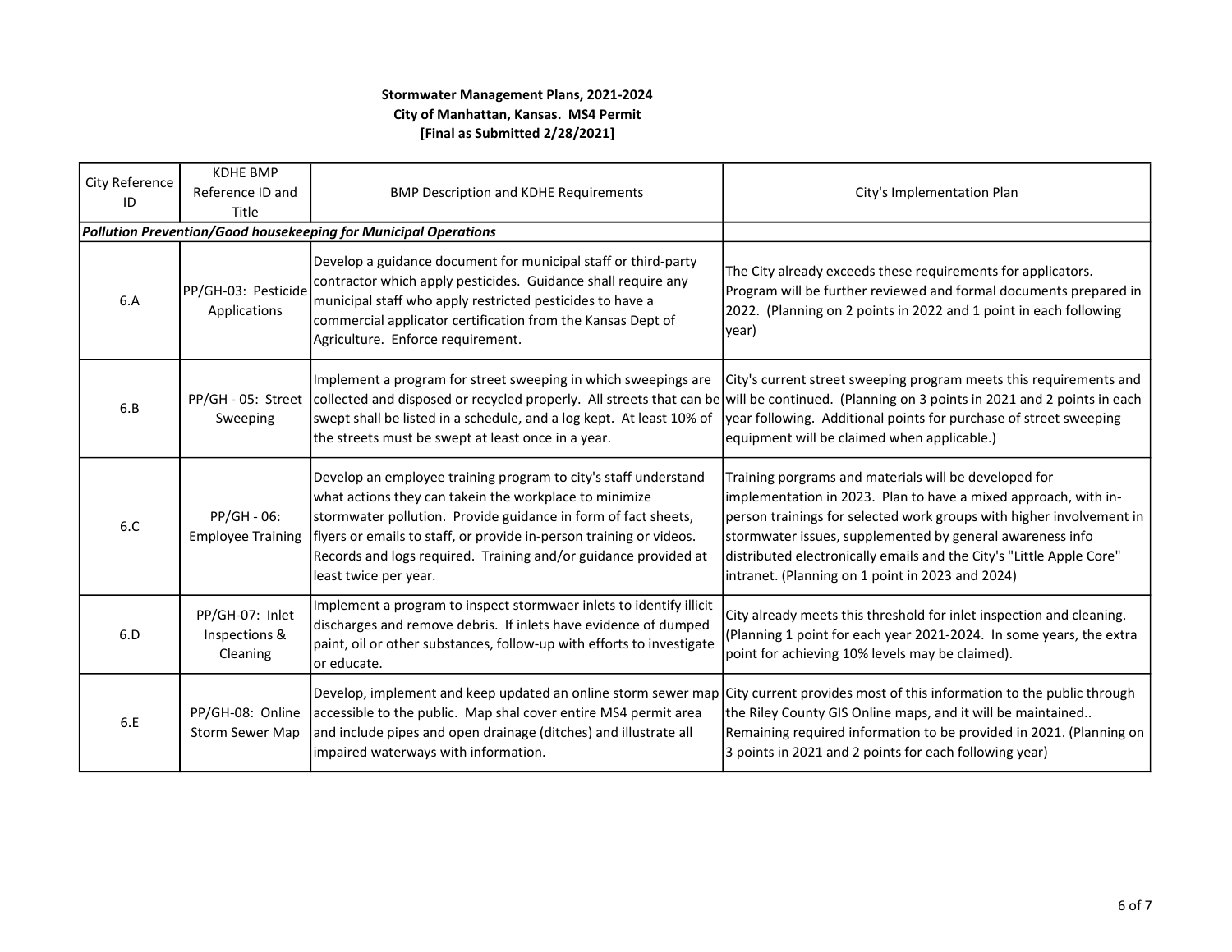**Stormwater Management Plans, 2021-2024**
**City of Manhattan, Kansas. MS4 Permit**
**[Final as Submitted 2/28/2021]**

| City Reference ID | KDHE BMP Reference ID and Title | BMP Description and KDHE Requirements | City's Implementation Plan |
|---|---|---|---|
| ***Pollution Prevention/Good housekeeping for Municipal Operations*** | | | |
| 6.A | PP/GH-03: Pesticide Applications | Develop a guidance document for municipal staff or third-party contractor which apply pesticides. Guidance shall require any municipal staff who apply restricted pesticides to have a commercial applicator certification from the Kansas Dept of Agriculture. Enforce requirement. | The City already exceeds these requirements for applicators. Program will be further reviewed and formal documents prepared in 2022. (Planning on 2 points in 2022 and 1 point in each following year) |
| 6.B | PP/GH - 05: Street Sweeping | Implement a program for street sweeping in which sweepings are collected and disposed or recycled properly. All streets that can be swept shall be listed in a schedule, and a log kept. At least 10% of the streets must be swept at least once in a year. | City's current street sweeping program meets this requirements and will be continued. (Planning on 3 points in 2021 and 2 points in each year following. Additional points for purchase of street sweeping equipment will be claimed when applicable.) |
| 6.C | PP/GH - 06: Employee Training | Develop an employee training program to city's staff understand what actions they can takein the workplace to minimize stormwater pollution. Provide guidance in form of fact sheets, flyers or emails to staff, or provide in-person training or videos. Records and logs required. Training and/or guidance provided at least twice per year. | Training porgrams and materials will be developed for implementation in 2023. Plan to have a mixed approach, with in-person trainings for selected work groups with higher involvement in stormwater issues, supplemented by general awareness info distributed electronically emails and the City's "Little Apple Core" intranet. (Planning on 1 point in 2023 and 2024) |
| 6.D | PP/GH-07: Inlet Inspections & Cleaning | Implement a program to inspect stormwaer inlets to identify illicit discharges and remove debris. If inlets have evidence of dumped paint, oil or other substances, follow-up with efforts to investigate or educate. | City already meets this threshold for inlet inspection and cleaning. (Planning 1 point for each year 2021-2024. In some years, the extra point for achieving 10% levels may be claimed). |
| 6.E | PP/GH-08: Online Storm Sewer Map | Develop, implement and keep updated an online storm sewer map accessible to the public. Map shal cover entire MS4 permit area and include pipes and open drainage (ditches) and illustrate all impaired waterways with information. | City current provides most of this information to the public through the Riley County GIS Online maps, and it will be maintained.. Remaining required information to be provided in 2021. (Planning on 3 points in 2021 and 2 points for each following year) |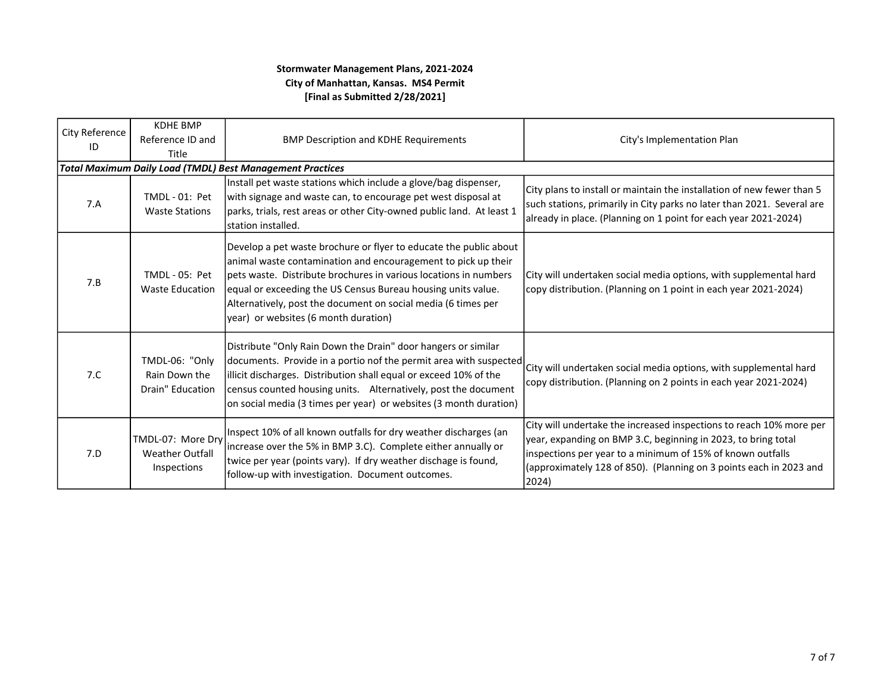**Stormwater Management Plans, 2021-2024**
**City of Manhattan, Kansas. MS4 Permit**
**[Final as Submitted 2/28/2021]**

| City Reference ID | KDHE BMP Reference ID and Title | BMP Description and KDHE Requirements | City's Implementation Plan |
|---|---|---|---|
| ***Total Maximum Daily Load (TMDL) Best Management Practices*** | | | |
| 7.A | TMDL - 01: Pet Waste Stations | Install pet waste stations which include a glove/bag dispenser, with signage and waste can, to encourage pet west disposal at parks, trials, rest areas or other City-owned public land. At least 1 station installed. | City plans to install or maintain the installation of new fewer than 5 such stations, primarily in City parks no later than 2021. Several are already in place. (Planning on 1 point for each year 2021-2024) |
| 7.B | TMDL - 05: Pet Waste Education | Develop a pet waste brochure or flyer to educate the public about animal waste contamination and encouragement to pick up their pets waste. Distribute brochures in various locations in numbers equal or exceeding the US Census Bureau housing units value. Alternatively, post the document on social media (6 times per year) or websites (6 month duration) | City will undertaken social media options, with supplemental hard copy distribution. (Planning on 1 point in each year 2021-2024) |
| 7.C | TMDL-06: "Only Rain Down the Drain" Education | Distribute "Only Rain Down the Drain" door hangers or similar documents. Provide in a portio nof the permit area with suspected illicit discharges. Distribution shall equal or exceed 10% of the census counted housing units. Alternatively, post the document on social media (3 times per year) or websites (3 month duration) | City will undertaken social media options, with supplemental hard copy distribution. (Planning on 2 points in each year 2021-2024) |
| 7.D | TMDL-07: More Dry Weather Outfall Inspections | Inspect 10% of all known outfalls for dry weather discharges (an increase over the 5% in BMP 3.C). Complete either annually or twice per year (points vary). If dry weather dischage is found, follow-up with investigation. Document outcomes. | City will undertake the increased inspections to reach 10% more per year, expanding on BMP 3.C, beginning in 2023, to bring total inspections per year to a minimum of 15% of known outfalls (approximately 128 of 850). (Planning on 3 points each in 2023 and 2024) |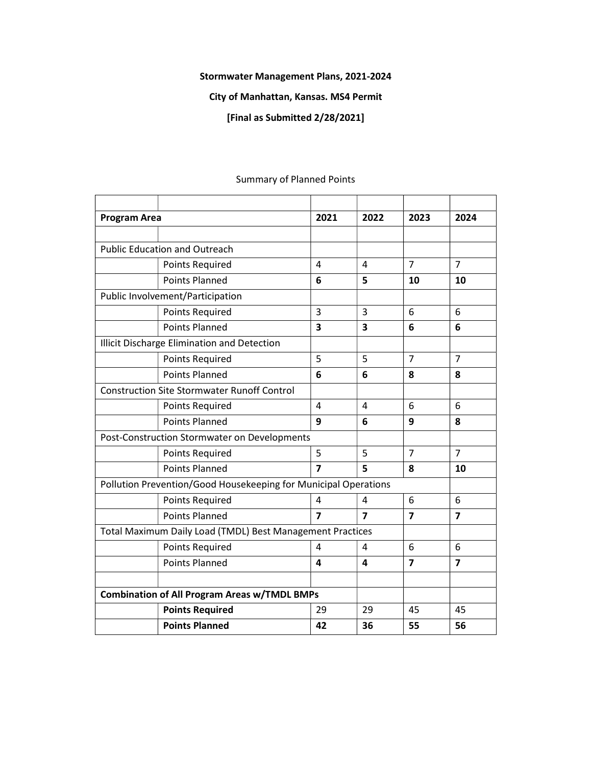**Stormwater Management Plans, 2021-2024**

**City of Manhattan, Kansas. MS4 Permit**

**[Final as Submitted 2/28/2021]**

Summary of Planned Points

| | | | | | |
|---|---|---|---|---|---|
| **Program Area** | | **2021** | **2022** | **2023** | **2024** |
| | | | | | |
| Public Education and Outreach | | | | | |
| | Points Required | 4 | 4 | 7 | 7 |
| | Points Planned | **6** | **5** | **10** | **10** |
| Public Involvement/Participation | | | | | |
| | Points Required | 3 | 3 | 6 | 6 |
| | Points Planned | **3** | **3** | **6** | **6** |
| Illicit Discharge Elimination and Detection | | | | | |
| | Points Required | 5 | 5 | 7 | 7 |
| | Points Planned | **6** | **6** | **8** | **8** |
| Construction Site Stormwater Runoff Control | | | | | |
| | Points Required | 4 | 4 | 6 | 6 |
| | Points Planned | **9** | **6** | **9** | **8** |
| Post-Construction Stormwater on Developments | | | | | |
| | Points Required | 5 | 5 | 7 | 7 |
| | Points Planned | **7** | **5** | **8** | **10** |
| Pollution Prevention/Good Housekeeping for Municipal Operations | | | | | |
| | Points Required | 4 | 4 | 6 | 6 |
| | Points Planned | **7** | **7** | **7** | **7** |
| Total Maximum Daily Load (TMDL) Best Management Practices | | | | | |
| | Points Required | 4 | 4 | 6 | 6 |
| | Points Planned | **4** | **4** | **7** | **7** |
| | | | | | |
| **Combination of All Program Areas w/TMDL BMPs** | | | | | |
| | **Points Required** | 29 | 29 | 45 | 45 |
| | **Points Planned** | **42** | **36** | **55** | **56** |